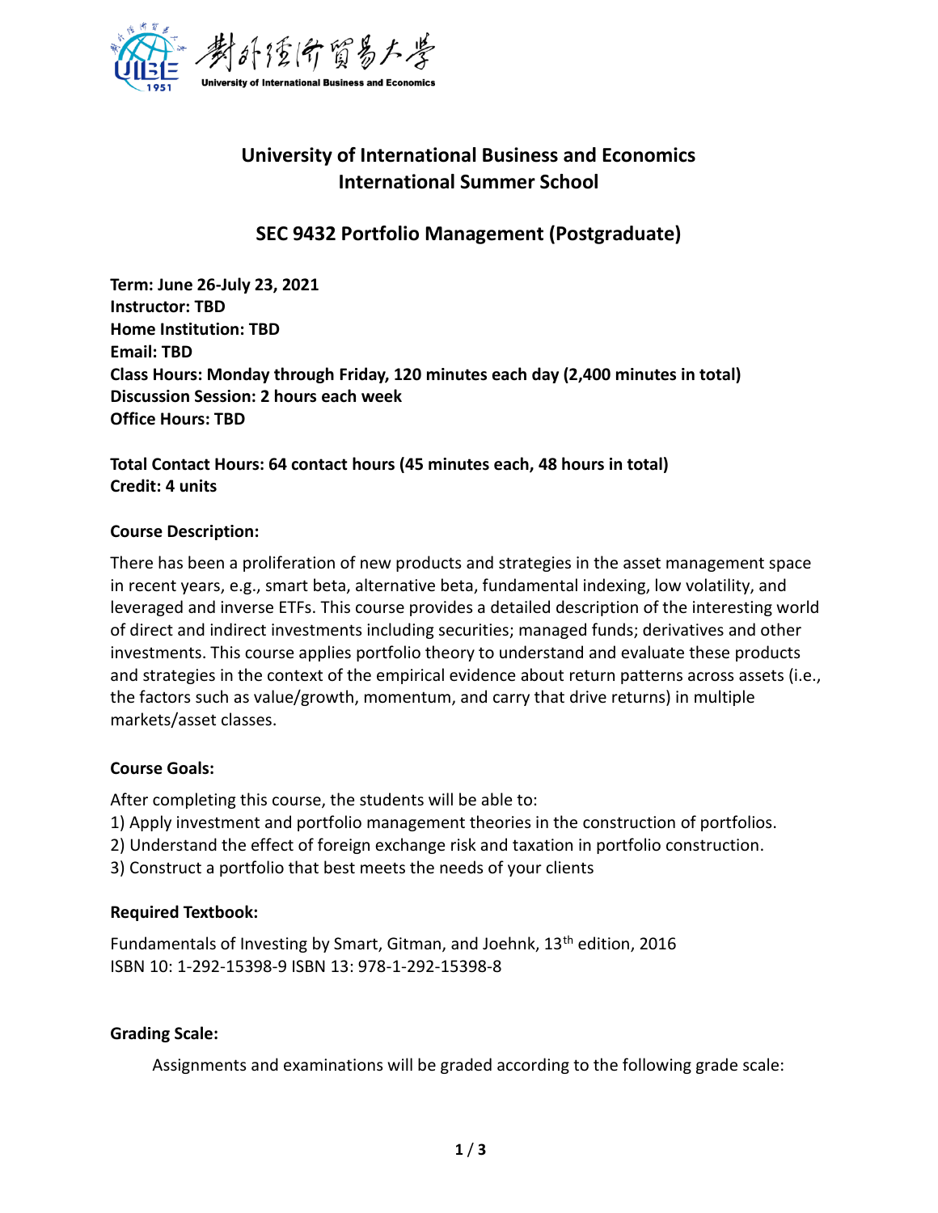# University of International Business and Economics
# International Summer School

## SEC 9432 Portfolio Management (Postgraduate)

**Term: June 26-July 23, 2021**
**Instructor: TBD**
**Home Institution: TBD**
**Email: TBD**
**Class Hours: Monday through Friday, 120 minutes each day (2,400 minutes in total)**
**Discussion Session: 2 hours each week**
**Office Hours: TBD**

**Total Contact Hours: 64 contact hours (45 minutes each, 48 hours in total)**
**Credit: 4 units**

### Course Description:

There has been a proliferation of new products and strategies in the asset management space in recent years, e.g., smart beta, alternative beta, fundamental indexing, low volatility, and leveraged and inverse ETFs. This course provides a detailed description of the interesting world of direct and indirect investments including securities; managed funds; derivatives and other investments. This course applies portfolio theory to understand and evaluate these products and strategies in the context of the empirical evidence about return patterns across assets (i.e., the factors such as value/growth, momentum, and carry that drive returns) in multiple markets/asset classes.

### Course Goals:

After completing this course, the students will be able to:
1) Apply investment and portfolio management theories in the construction of portfolios.
2) Understand the effect of foreign exchange risk and taxation in portfolio construction.
3) Construct a portfolio that best meets the needs of your clients

### Required Textbook:

Fundamentals of Investing by Smart, Gitman, and Joehnk, 13th edition, 2016
ISBN 10: 1-292-15398-9 ISBN 13: 978-1-292-15398-8

### Grading Scale:

Assignments and examinations will be graded according to the following grade scale: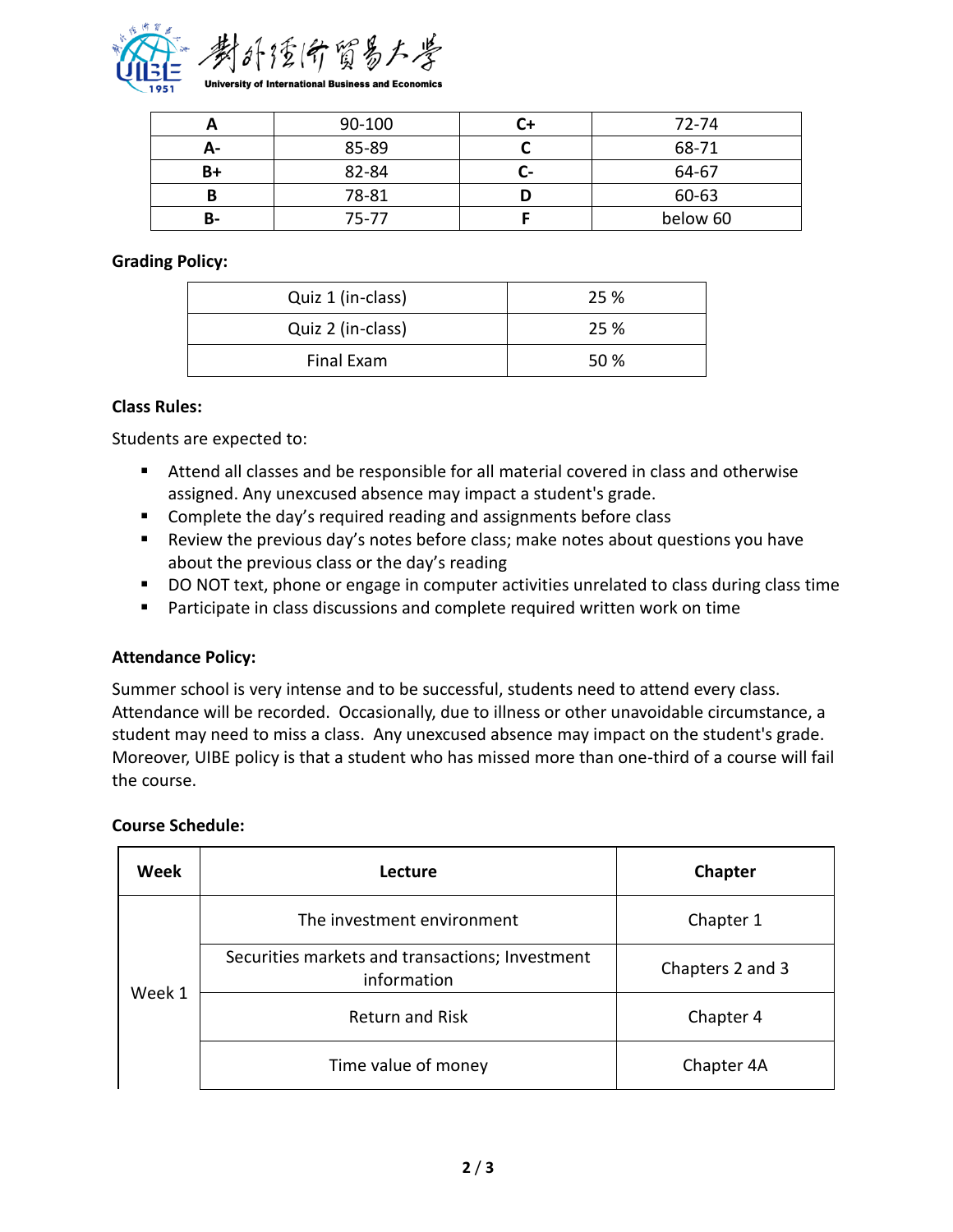| A | 90-100 | C+ | 72-74 |
|---|---|---|---|
| A- | 85-89 | C | 68-71 |
| B+ | 82-84 | C- | 64-67 |
| B | 78-81 | D | 60-63 |
| B- | 75-77 | F | below 60 |

**Grading Policy:**

| Quiz 1 (in-class) | 25 % |
|---|---|
| Quiz 2 (in-class) | 25 % |
| Final Exam | 50 % |

**Class Rules:**

Students are expected to:

- Attend all classes and be responsible for all material covered in class and otherwise assigned. Any unexcused absence may impact a student's grade.
- Complete the day's required reading and assignments before class
- Review the previous day's notes before class; make notes about questions you have about the previous class or the day's reading
- DO NOT text, phone or engage in computer activities unrelated to class during class time
- Participate in class discussions and complete required written work on time

**Attendance Policy:**

Summer school is very intense and to be successful, students need to attend every class. Attendance will be recorded. Occasionally, due to illness or other unavoidable circumstance, a student may need to miss a class. Any unexcused absence may impact on the student's grade. Moreover, UIBE policy is that a student who has missed more than one-third of a course will fail the course.

**Course Schedule:**

| Week | Lecture | Chapter |
|---|---|---|
| Week 1 | The investment environment | Chapter 1 |
| | Securities markets and transactions; Investment information | Chapters 2 and 3 |
| | Return and Risk | Chapter 4 |
| | Time value of money | Chapter 4A |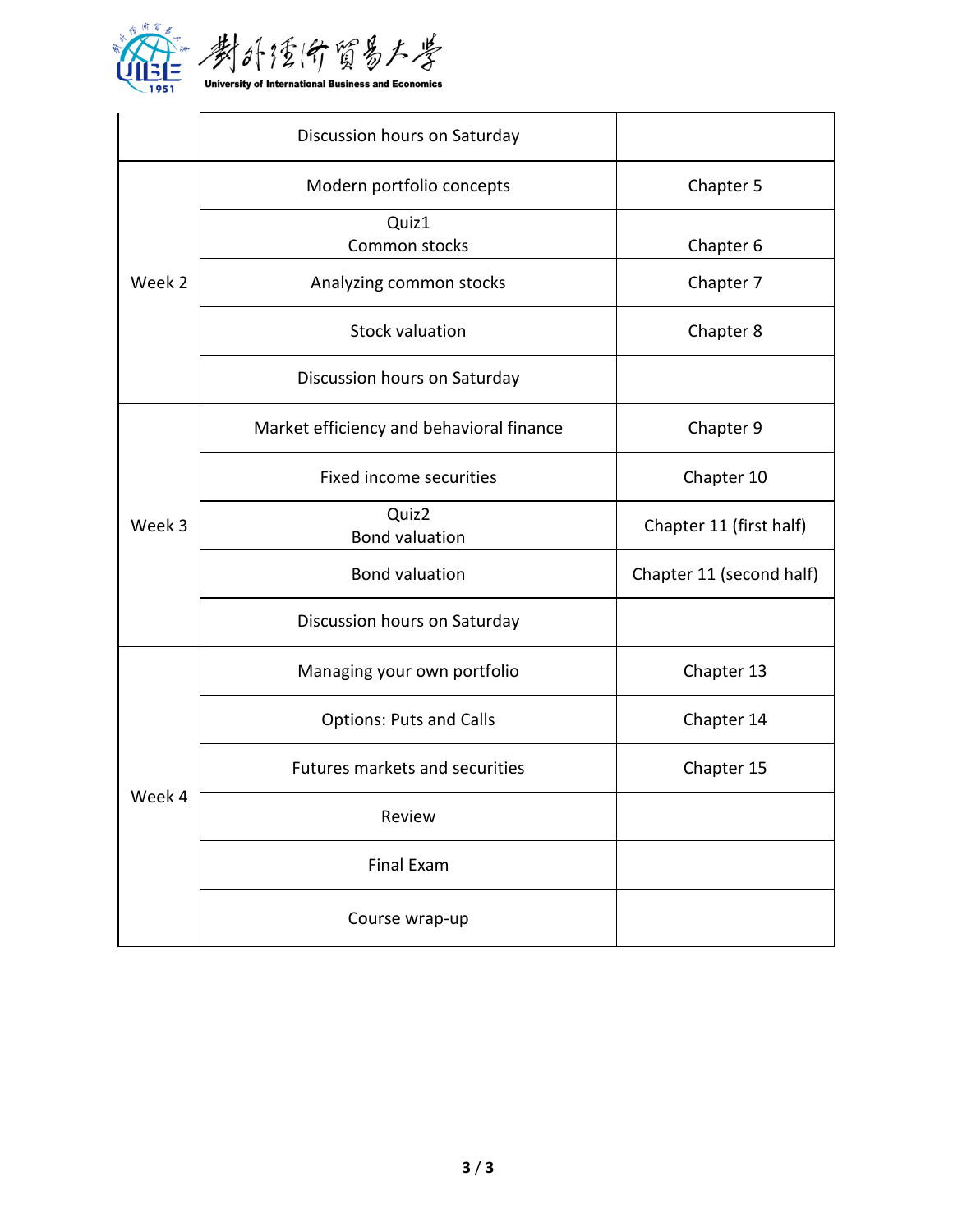| | | |
|---|---|---|
| | Discussion hours on Saturday | |
| Week 2 | Modern portfolio concepts | Chapter 5 |
| | Quiz1<br>Common stocks | Chapter 6 |
| | Analyzing common stocks | Chapter 7 |
| | Stock valuation | Chapter 8 |
| | Discussion hours on Saturday | |
| Week 3 | Market efficiency and behavioral finance | Chapter 9 |
| | Fixed income securities | Chapter 10 |
| | Quiz2<br>Bond valuation | Chapter 11 (first half) |
| | Bond valuation | Chapter 11 (second half) |
| | Discussion hours on Saturday | |
| Week 4 | Managing your own portfolio | Chapter 13 |
| | Options: Puts and Calls | Chapter 14 |
| | Futures markets and securities | Chapter 15 |
| | Review | |
| | Final Exam | |
| | Course wrap-up | |